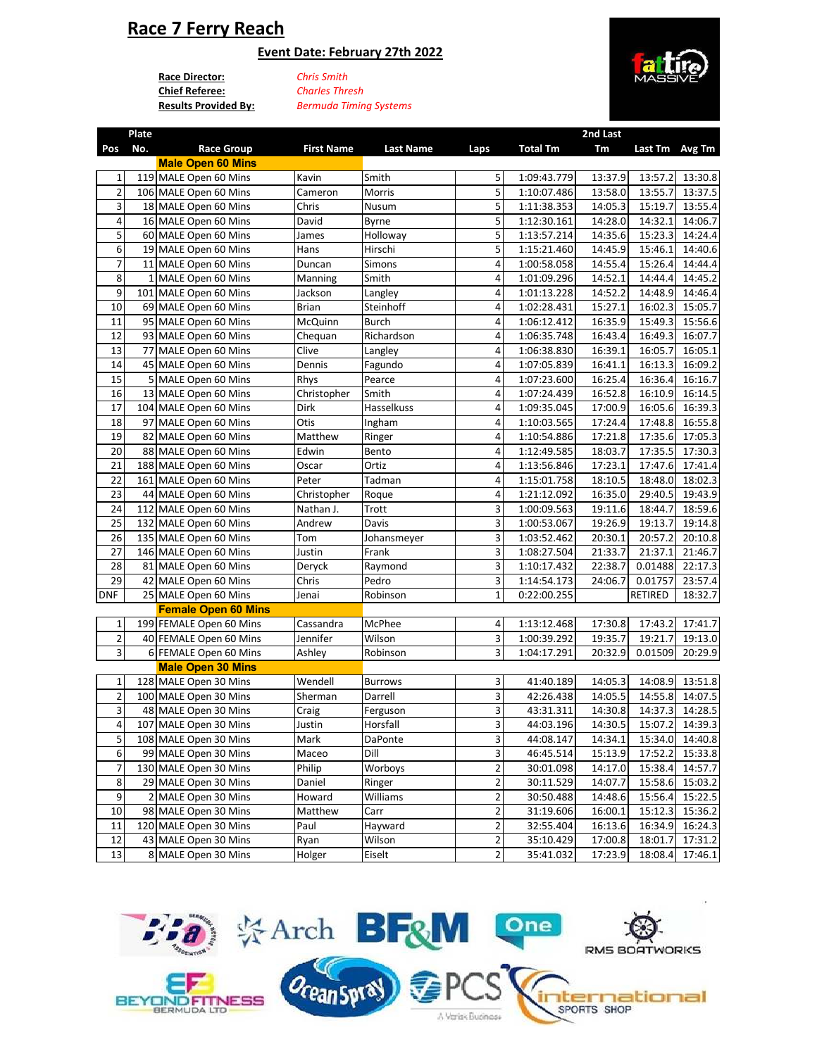# Race 7 Ferry Reach

## Event Date: February 27th 2022

**Race Director:** *Chris Smith*
**Chief Referee:** *Charles Thresh*
**Results Provided By:** *Bermuda Timing Systems*

| Pos | Plate No. | Race Group | First Name | Last Name | Laps | Total Tm | 2nd Last Tm | Last Tm | Avg Tm |
|---|---|---|---|---|---|---|---|---|---|
| | | **Male Open 60 Mins** | | | | | | | |
| 1 | 119 | MALE Open 60 Mins | Kavin | Smith | 5 | 1:09:43.779 | 13:37.9 | 13:57.2 | 13:30.8 |
| 2 | 106 | MALE Open 60 Mins | Cameron | Morris | 5 | 1:10:07.486 | 13:58.0 | 13:55.7 | 13:37.5 |
| 3 | 18 | MALE Open 60 Mins | Chris | Nusum | 5 | 1:11:38.353 | 14:05.3 | 15:19.7 | 13:55.4 |
| 4 | 16 | MALE Open 60 Mins | David | Byrne | 5 | 1:12:30.161 | 14:28.0 | 14:32.1 | 14:06.7 |
| 5 | 60 | MALE Open 60 Mins | James | Holloway | 5 | 1:13:57.214 | 14:35.6 | 15:23.3 | 14:24.4 |
| 6 | 19 | MALE Open 60 Mins | Hans | Hirschi | 5 | 1:15:21.460 | 14:45.9 | 15:46.1 | 14:40.6 |
| 7 | 11 | MALE Open 60 Mins | Duncan | Simons | 4 | 1:00:58.058 | 14:55.4 | 15:26.4 | 14:44.4 |
| 8 | 1 | MALE Open 60 Mins | Manning | Smith | 4 | 1:01:09.296 | 14:52.1 | 14:44.4 | 14:45.2 |
| 9 | 101 | MALE Open 60 Mins | Jackson | Langley | 4 | 1:01:13.228 | 14:52.2 | 14:48.9 | 14:46.4 |
| 10 | 69 | MALE Open 60 Mins | Brian | Steinhoff | 4 | 1:02:28.431 | 15:27.1 | 16:02.3 | 15:05.7 |
| 11 | 95 | MALE Open 60 Mins | McQuinn | Burch | 4 | 1:06:12.412 | 16:35.9 | 15:49.3 | 15:56.6 |
| 12 | 93 | MALE Open 60 Mins | Chequan | Richardson | 4 | 1:06:35.748 | 16:43.4 | 16:49.3 | 16:07.7 |
| 13 | 77 | MALE Open 60 Mins | Clive | Langley | 4 | 1:06:38.830 | 16:39.1 | 16:05.7 | 16:05.1 |
| 14 | 45 | MALE Open 60 Mins | Dennis | Fagundo | 4 | 1:07:05.839 | 16:41.1 | 16:13.3 | 16:09.2 |
| 15 | 5 | MALE Open 60 Mins | Rhys | Pearce | 4 | 1:07:23.600 | 16:25.4 | 16:36.4 | 16:16.7 |
| 16 | 13 | MALE Open 60 Mins | Christopher | Smith | 4 | 1:07:24.439 | 16:52.8 | 16:10.9 | 16:14.5 |
| 17 | 104 | MALE Open 60 Mins | Dirk | Hasselkuss | 4 | 1:09:35.045 | 17:00.9 | 16:05.6 | 16:39.3 |
| 18 | 97 | MALE Open 60 Mins | Otis | Ingham | 4 | 1:10:03.565 | 17:24.4 | 17:48.8 | 16:55.8 |
| 19 | 82 | MALE Open 60 Mins | Matthew | Ringer | 4 | 1:10:54.886 | 17:21.8 | 17:35.6 | 17:05.3 |
| 20 | 88 | MALE Open 60 Mins | Edwin | Bento | 4 | 1:12:49.585 | 18:03.7 | 17:35.5 | 17:30.3 |
| 21 | 188 | MALE Open 60 Mins | Oscar | Ortiz | 4 | 1:13:56.846 | 17:23.1 | 17:47.6 | 17:41.4 |
| 22 | 161 | MALE Open 60 Mins | Peter | Tadman | 4 | 1:15:01.758 | 18:10.5 | 18:48.0 | 18:02.3 |
| 23 | 44 | MALE Open 60 Mins | Christopher | Roque | 4 | 1:21:12.092 | 16:35.0 | 29:40.5 | 19:43.9 |
| 24 | 112 | MALE Open 60 Mins | Nathan J. | Trott | 3 | 1:00:09.563 | 19:11.6 | 18:44.7 | 18:59.6 |
| 25 | 132 | MALE Open 60 Mins | Andrew | Davis | 3 | 1:00:53.067 | 19:26.9 | 19:13.7 | 19:14.8 |
| 26 | 135 | MALE Open 60 Mins | Tom | Johansmeyer | 3 | 1:03:52.462 | 20:30.1 | 20:57.2 | 20:10.8 |
| 27 | 146 | MALE Open 60 Mins | Justin | Frank | 3 | 1:08:27.504 | 21:33.7 | 21:37.1 | 21:46.7 |
| 28 | 81 | MALE Open 60 Mins | Deryck | Raymond | 3 | 1:10:17.432 | 22:38.7 | 0.01488 | 22:17.3 |
| 29 | 42 | MALE Open 60 Mins | Chris | Pedro | 3 | 1:14:54.173 | 24:06.7 | 0.01757 | 23:57.4 |
| DNF | 25 | MALE Open 60 Mins | Jenai | Robinson | 1 | 0:22:00.255 | | RETIRED | 18:32.7 |
| | | **Female Open 60 Mins** | | | | | | | |
| 1 | 199 | FEMALE Open 60 Mins | Cassandra | McPhee | 4 | 1:13:12.468 | 17:30.8 | 17:43.2 | 17:41.7 |
| 2 | 40 | FEMALE Open 60 Mins | Jennifer | Wilson | 3 | 1:00:39.292 | 19:35.7 | 19:21.7 | 19:13.0 |
| 3 | 6 | FEMALE Open 60 Mins | Ashley | Robinson | 3 | 1:04:17.291 | 20:32.9 | 0.01509 | 20:29.9 |
| | | **Male Open 30 Mins** | | | | | | | |
| 1 | 128 | MALE Open 30 Mins | Wendell | Burrows | 3 | 41:40.189 | 14:05.3 | 14:08.9 | 13:51.8 |
| 2 | 100 | MALE Open 30 Mins | Sherman | Darrell | 3 | 42:26.438 | 14:05.5 | 14:55.8 | 14:07.5 |
| 3 | 48 | MALE Open 30 Mins | Craig | Ferguson | 3 | 43:31.311 | 14:30.8 | 14:37.3 | 14:28.5 |
| 4 | 107 | MALE Open 30 Mins | Justin | Horsfall | 3 | 44:03.196 | 14:30.5 | 15:07.2 | 14:39.3 |
| 5 | 108 | MALE Open 30 Mins | Mark | DaPonte | 3 | 44:08.147 | 14:34.1 | 15:34.0 | 14:40.8 |
| 6 | 99 | MALE Open 30 Mins | Maceo | Dill | 3 | 46:45.514 | 15:13.9 | 17:52.2 | 15:33.8 |
| 7 | 130 | MALE Open 30 Mins | Philip | Worboys | 2 | 30:01.098 | 14:17.0 | 15:38.4 | 14:57.7 |
| 8 | 29 | MALE Open 30 Mins | Daniel | Ringer | 2 | 30:11.529 | 14:07.7 | 15:58.6 | 15:03.2 |
| 9 | 2 | MALE Open 30 Mins | Howard | Williams | 2 | 30:50.488 | 14:48.6 | 15:56.4 | 15:22.5 |
| 10 | 98 | MALE Open 30 Mins | Matthew | Carr | 2 | 31:19.606 | 16:00.1 | 15:12.3 | 15:36.2 |
| 11 | 120 | MALE Open 30 Mins | Paul | Hayward | 2 | 32:55.404 | 16:13.6 | 16:34.9 | 16:24.3 |
| 12 | 43 | MALE Open 30 Mins | Ryan | Wilson | 2 | 35:10.429 | 17:00.8 | 18:01.7 | 17:31.2 |
| 13 | 8 | MALE Open 30 Mins | Holger | Eiselt | 2 | 35:41.032 | 17:23.9 | 18:08.4 | 17:46.1 |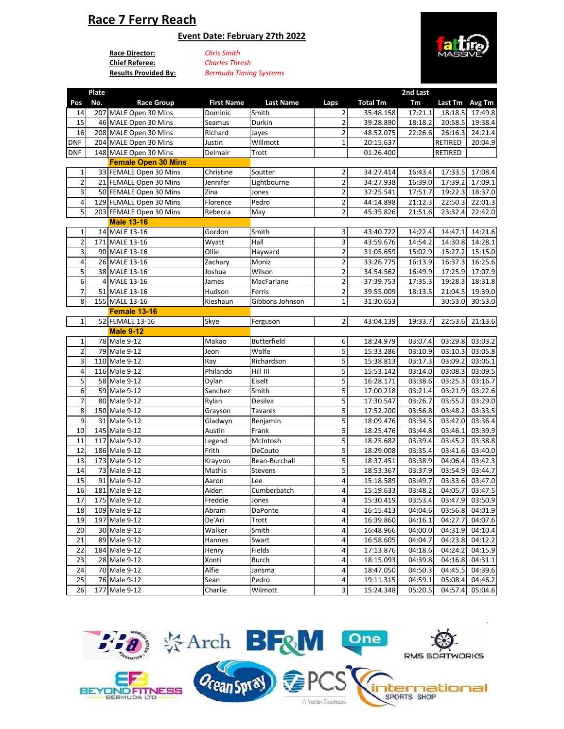# Race 7 Ferry Reach

## Event Date: February 27th 2022

**Race Director:** *Chris Smith*
**Chief Referee:** *Charles Thresh*
**Results Provided By:** *Bermuda Timing Systems*

| Pos | Plate No. | Race Group | First Name | Last Name | Laps | Total Tm | 2nd Last Tm | Last Tm | Avg Tm |
|---|---|---|---|---|---|---|---|---|---|
| 14 | 207 | MALE Open 30 Mins | Dominic | Smith | 2 | 35:48.158 | 17:21.1 | 18:18.5 | 17:49.8 |
| 15 | 46 | MALE Open 30 Mins | Seamus | Durkin | 2 | 39:28.890 | 18:18.2 | 20:58.5 | 19:38.4 |
| 16 | 208 | MALE Open 30 Mins | Richard | Jayes | 2 | 48:52.075 | 22:26.6 | 26:16.3 | 24:21.4 |
| DNF | 204 | MALE Open 30 Mins | Justin | Willmott | 1 | 20:15.637 | | RETIRED | 20:04.9 |
| DNF | 148 | MALE Open 30 Mins | Delmair | Trott | | 01:26.400 | | RETIRED | |
| | | **Female Open 30 Mins** | | | | | | | |
| 1 | 33 | FEMALE Open 30 Mins | Christine | Soutter | 2 | 34:27.414 | 16:43.4 | 17:33.5 | 17:08.4 |
| 2 | 21 | FEMALE Open 30 Mins | Jennifer | Lightbourne | 2 | 34:27.938 | 16:39.0 | 17:39.2 | 17:09.1 |
| 3 | 50 | FEMALE Open 30 Mins | Zina | Jones | 2 | 37:25.541 | 17:51.7 | 19:22.3 | 18:37.0 |
| 4 | 129 | FEMALE Open 30 Mins | Florence | Pedro | 2 | 44:14.898 | 21:12.3 | 22:50.3 | 22:01.3 |
| 5 | 203 | FEMALE Open 30 Mins | Rebecca | May | 2 | 45:35.826 | 21:51.6 | 23:32.4 | 22:42.0 |
| | | **Male 13-16** | | | | | | | |
| 1 | 14 | MALE 13-16 | Gordon | Smith | 3 | 43:40.722 | 14:22.4 | 14:47.1 | 14:21.6 |
| 2 | 171 | MALE 13-16 | Wyatt | Hall | 3 | 43:59.676 | 14:54.2 | 14:30.8 | 14:28.1 |
| 3 | 90 | MALE 13-16 | Ollie | Hayward | 2 | 31:05.659 | 15:02.9 | 15:27.2 | 15:15.0 |
| 4 | 26 | MALE 13-16 | Zachary | Moniz | 2 | 33:26.775 | 16:13.9 | 16:37.3 | 16:25.6 |
| 5 | 38 | MALE 13-16 | Joshua | Wilson | 2 | 34:54.562 | 16:49.9 | 17:25.9 | 17:07.9 |
| 6 | 4 | MALE 13-16 | James | MacFarlane | 2 | 37:39.753 | 17:35.3 | 19:28.3 | 18:31.8 |
| 7 | 51 | MALE 13-16 | Hudson | Ferris | 2 | 39:55.009 | 18:13.5 | 21:04.5 | 19:39.0 |
| 8 | 155 | MALE 13-16 | Kieshaun | Gibbons Johnson | 1 | 31:30.653 | | 30:53.0 | 30:53.0 |
| | | **Female 13-16** | | | | | | | |
| 1 | 52 | FEMALE 13-16 | Skye | Ferguson | 2 | 43:04.139 | 19:33.7 | 22:53.6 | 21:13.6 |
| | | **Male 9-12** | | | | | | | |
| 1 | 78 | Male 9-12 | Makao | Butterfield | 6 | 18:24.979 | 03:07.4 | 03:29.8 | 03:03.2 |
| 2 | 79 | Male 9-12 | Jeon | Wolfe | 5 | 15:33.286 | 03:10.9 | 03:10.3 | 03:05.8 |
| 3 | 110 | Male 9-12 | Ray | Richardson | 5 | 15:38.813 | 03:17.3 | 03:09.2 | 03:06.1 |
| 4 | 116 | Male 9-12 | Philando | Hill III | 5 | 15:53.142 | 03:14.0 | 03:08.3 | 03:09.5 |
| 5 | 58 | Male 9-12 | Dylan | Eiselt | 5 | 16:28.171 | 03:38.6 | 03:25.3 | 03:16.7 |
| 6 | 59 | Male 9-12 | Sanchez | Smith | 5 | 17:00.218 | 03:21.4 | 03:21.9 | 03:22.6 |
| 7 | 80 | Male 9-12 | Rylan | Desilva | 5 | 17:30.547 | 03:26.7 | 03:55.2 | 03:29.0 |
| 8 | 150 | Male 9-12 | Grayson | Tavares | 5 | 17:52.200 | 03:56.8 | 03:48.2 | 03:33.5 |
| 9 | 31 | Male 9-12 | Gladwyn | Benjamin | 5 | 18:09.476 | 03:34.5 | 03:42.0 | 03:36.4 |
| 10 | 145 | Male 9-12 | Austin | Frank | 5 | 18:25.476 | 03:44.8 | 03:46.1 | 03:39.9 |
| 11 | 117 | Male 9-12 | Legend | McIntosh | 5 | 18:25.682 | 03:39.4 | 03:45.2 | 03:38.8 |
| 12 | 186 | Male 9-12 | Frith | DeCouto | 5 | 18:29.008 | 03:35.4 | 03:41.6 | 03:40.0 |
| 13 | 173 | Male 9-12 | Krayvon | Bean-Burchall | 5 | 18:37.451 | 03:38.9 | 04:06.4 | 03:42.3 |
| 14 | 73 | Male 9-12 | Mathis | Stevens | 5 | 18:53.367 | 03:37.9 | 03:54.9 | 03:44.7 |
| 15 | 91 | Male 9-12 | Aaron | Lee | 4 | 15:18.589 | 03:49.7 | 03:33.6 | 03:47.0 |
| 16 | 181 | Male 9-12 | Aiden | Cumberbatch | 4 | 15:19.633 | 03:48.2 | 04:05.7 | 03:47.5 |
| 17 | 175 | Male 9-12 | Freddie | Jones | 4 | 15:30.419 | 03:53.4 | 03:47.9 | 03:50.9 |
| 18 | 109 | Male 9-12 | Abram | DaPonte | 4 | 16:15.413 | 04:04.6 | 03:56.8 | 04:01.9 |
| 19 | 197 | Male 9-12 | De'Ari | Trott | 4 | 16:39.860 | 04:16.1 | 04:27.7 | 04:07.6 |
| 20 | 30 | Male 9-12 | Walker | Smith | 4 | 16:48.966 | 04:00.0 | 04:31.9 | 04:10.4 |
| 21 | 89 | Male 9-12 | Hannes | Swart | 4 | 16:58.605 | 04:04.7 | 04:23.8 | 04:12.2 |
| 22 | 184 | Male 9-12 | Henry | Fields | 4 | 17:13.876 | 04:18.6 | 04:24.2 | 04:15.9 |
| 23 | 28 | Male 9-12 | Xonti | Burch | 4 | 18:15.093 | 04:39.8 | 04:16.8 | 04:31.1 |
| 24 | 70 | Male 9-12 | Alfie | Jansma | 4 | 18:47.050 | 04:50.3 | 04:45.5 | 04:39.6 |
| 25 | 76 | Male 9-12 | Sean | Pedro | 4 | 19:11.315 | 04:59.1 | 05:08.4 | 04:46.2 |
| 26 | 177 | Male 9-12 | Charlie | Wilmott | 3 | 15:24.348 | 05:20.5 | 04:57.4 | 05:04.6 |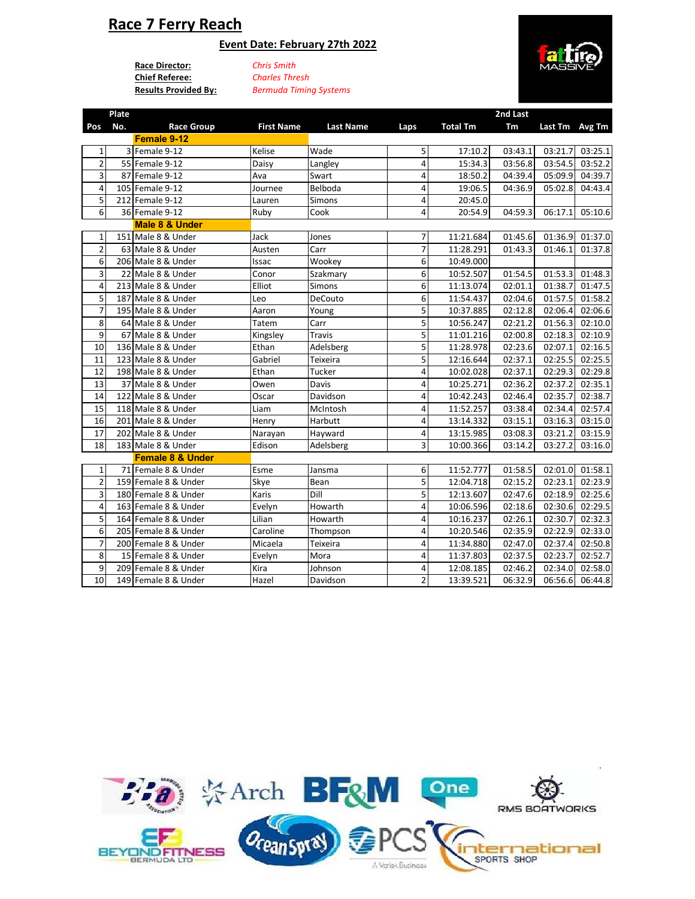# Race 7 Ferry Reach

## Event Date: February 27th 2022

**Race Director:** *Chris Smith*
**Chief Referee:** *Charles Thresh*
**Results Provided By:** *Bermuda Timing Systems*

| Pos | Plate No. | Race Group | First Name | Last Name | Laps | Total Tm | 2nd Last Tm | Last Tm | Avg Tm |
|---|---|---|---|---|---|---|---|---|---|
| | | **Female 9-12** | | | | | | | |
| 1 | 3 | Female 9-12 | Kelise | Wade | 5 | 17:10.2 | 03:43.1 | 03:21.7 | 03:25.1 |
| 2 | 55 | Female 9-12 | Daisy | Langley | 4 | 15:34.3 | 03:56.8 | 03:54.5 | 03:52.2 |
| 3 | 87 | Female 9-12 | Ava | Swart | 4 | 18:50.2 | 04:39.4 | 05:09.9 | 04:39.7 |
| 4 | 105 | Female 9-12 | Journee | Belboda | 4 | 19:06.5 | 04:36.9 | 05:02.8 | 04:43.4 |
| 5 | 212 | Female 9-12 | Lauren | Simons | 4 | 20:45.0 | | | |
| 6 | 36 | Female 9-12 | Ruby | Cook | 4 | 20:54.9 | 04:59.3 | 06:17.1 | 05:10.6 |
| | | **Male 8 & Under** | | | | | | | |
| 1 | 151 | Male 8 & Under | Jack | Jones | 7 | 11:21.684 | 01:45.6 | 01:36.9 | 01:37.0 |
| 2 | 63 | Male 8 & Under | Austen | Carr | 7 | 11:28.291 | 01:43.3 | 01:46.1 | 01:37.8 |
| 6 | 206 | Male 8 & Under | Issac | Wookey | 6 | 10:49.000 | | | |
| 3 | 22 | Male 8 & Under | Conor | Szakmary | 6 | 10:52.507 | 01:54.5 | 01:53.3 | 01:48.3 |
| 4 | 213 | Male 8 & Under | Elliot | Simons | 6 | 11:13.074 | 02:01.1 | 01:38.7 | 01:47.5 |
| 5 | 187 | Male 8 & Under | Leo | DeCouto | 6 | 11:54.437 | 02:04.6 | 01:57.5 | 01:58.2 |
| 7 | 195 | Male 8 & Under | Aaron | Young | 5 | 10:37.885 | 02:12.8 | 02:06.4 | 02:06.6 |
| 8 | 64 | Male 8 & Under | Tatem | Carr | 5 | 10:56.247 | 02:21.2 | 01:56.3 | 02:10.0 |
| 9 | 67 | Male 8 & Under | Kingsley | Travis | 5 | 11:01.216 | 02:00.8 | 02:18.3 | 02:10.9 |
| 10 | 136 | Male 8 & Under | Ethan | Adelsberg | 5 | 11:28.978 | 02:23.6 | 02:07.1 | 02:16.5 |
| 11 | 123 | Male 8 & Under | Gabriel | Teixeira | 5 | 12:16.644 | 02:37.1 | 02:25.5 | 02:25.5 |
| 12 | 198 | Male 8 & Under | Ethan | Tucker | 4 | 10:02.028 | 02:37.1 | 02:29.3 | 02:29.8 |
| 13 | 37 | Male 8 & Under | Owen | Davis | 4 | 10:25.271 | 02:36.2 | 02:37.2 | 02:35.1 |
| 14 | 122 | Male 8 & Under | Oscar | Davidson | 4 | 10:42.243 | 02:46.4 | 02:35.7 | 02:38.7 |
| 15 | 118 | Male 8 & Under | Liam | McIntosh | 4 | 11:52.257 | 03:38.4 | 02:34.4 | 02:57.4 |
| 16 | 201 | Male 8 & Under | Henry | Harbutt | 4 | 13:14.332 | 03:15.1 | 03:16.3 | 03:15.0 |
| 17 | 202 | Male 8 & Under | Narayan | Hayward | 4 | 13:15.985 | 03:08.3 | 03:21.2 | 03:15.9 |
| 18 | 183 | Male 8 & Under | Edison | Adelsberg | 3 | 10:00.366 | 03:14.2 | 03:27.2 | 03:16.0 |
| | | **Female 8 & Under** | | | | | | | |
| 1 | 71 | Female 8 & Under | Esme | Jansma | 6 | 11:52.777 | 01:58.5 | 02:01.0 | 01:58.1 |
| 2 | 159 | Female 8 & Under | Skye | Bean | 5 | 12:04.718 | 02:15.2 | 02:23.1 | 02:23.9 |
| 3 | 180 | Female 8 & Under | Karis | Dill | 5 | 12:13.607 | 02:47.6 | 02:18.9 | 02:25.6 |
| 4 | 163 | Female 8 & Under | Evelyn | Howarth | 4 | 10:06.596 | 02:18.6 | 02:30.6 | 02:29.5 |
| 5 | 164 | Female 8 & Under | Lilian | Howarth | 4 | 10:16.237 | 02:26.1 | 02:30.7 | 02:32.3 |
| 6 | 205 | Female 8 & Under | Caroline | Thompson | 4 | 10:20.546 | 02:35.9 | 02:22.9 | 02:33.0 |
| 7 | 200 | Female 8 & Under | Micaela | Teixeira | 4 | 11:34.880 | 02:47.0 | 02:37.4 | 02:50.8 |
| 8 | 15 | Female 8 & Under | Evelyn | Mora | 4 | 11:37.803 | 02:37.5 | 02:23.7 | 02:52.7 |
| 9 | 209 | Female 8 & Under | Kira | Johnson | 4 | 12:08.185 | 02:46.2 | 02:34.0 | 02:58.0 |
| 10 | 149 | Female 8 & Under | Hazel | Davidson | 2 | 13:39.521 | 06:32.9 | 06:56.6 | 06:44.8 |